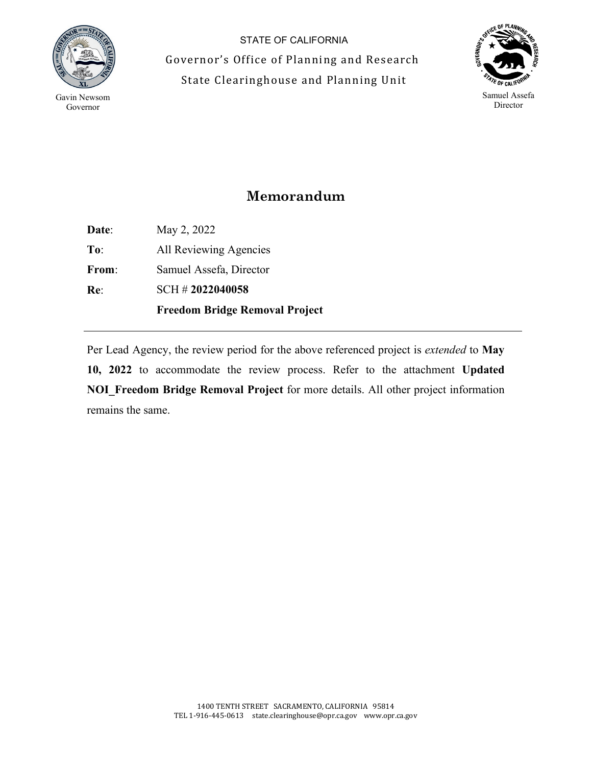STATE OF CALIFORNIA

Governor's Office of Planning and Research

State Clearinghouse and Planning Unit

Gavin Newsom
Governor

Samuel Assefa
Director

# Memorandum

**Date**: May 2, 2022

**To**: All Reviewing Agencies

**From**: Samuel Assefa, Director

**Re**: SCH # **2022040058**

**Freedom Bridge Removal Project**

---

Per Lead Agency, the review period for the above referenced project is *extended* to **May 10, 2022** to accommodate the review process. Refer to the attachment **Updated NOI_Freedom Bridge Removal Project** for more details. All other project information remains the same.

1400 TENTH STREET SACRAMENTO, CALIFORNIA 95814
TEL 1-916-445-0613 state.clearinghouse@opr.ca.gov www.opr.ca.gov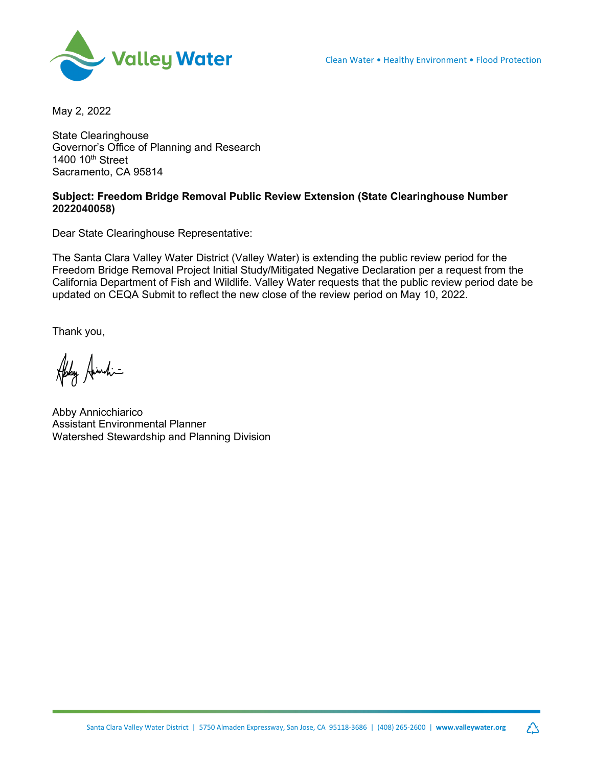Valley Water

Clean Water • Healthy Environment • Flood Protection

May 2, 2022

State Clearinghouse  
Governor's Office of Planning and Research  
1400 10th Street  
Sacramento, CA 95814

**Subject: Freedom Bridge Removal Public Review Extension (State Clearinghouse Number 2022040058)**

Dear State Clearinghouse Representative:

The Santa Clara Valley Water District (Valley Water) is extending the public review period for the Freedom Bridge Removal Project Initial Study/Mitigated Negative Declaration per a request from the California Department of Fish and Wildlife. Valley Water requests that the public review period date be updated on CEQA Submit to reflect the new close of the review period on May 10, 2022.

Thank you,

Abby Annicchiarico  
Assistant Environmental Planner  
Watershed Stewardship and Planning Division

Santa Clara Valley Water District | 5750 Almaden Expressway, San Jose, CA 95118-3686 | (408) 265-2600 | **www.valleywater.org**